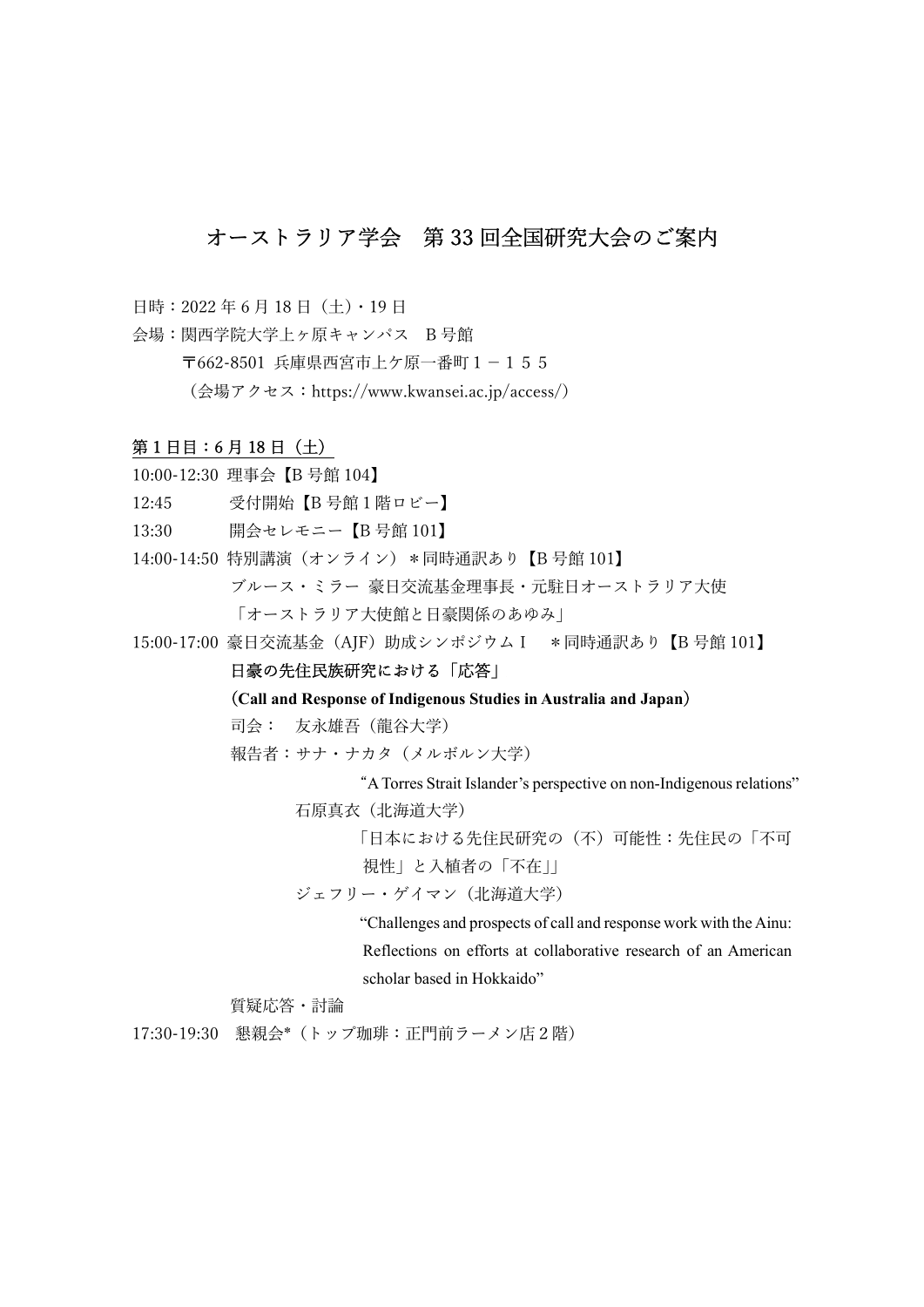# オーストラリア学会　第 33 回全国研究大会のご案内

日時：2022 年 6 月 18 日（土）・19 日

会場：関西学院大学上ヶ原キャンパス　B 号館

〒662-8501 兵庫県西宮市上ケ原一番町１－１５５

（会場アクセス：https://www.kwansei.ac.jp/access/）

## 第 1 日目：6 月 18 日（土）

10:00-12:30 理事会【B 号館 104】

12:45 受付開始【B 号館 1 階ロビー】

13:30 開会セレモニー【B 号館 101】

14:00-14:50 特別講演（オンライン）＊同時通訳あり【B 号館 101】

ブルース・ミラー 豪日交流基金理事長・元駐日オーストラリア大使

「オーストラリア大使館と日豪関係のあゆみ」

15:00-17:00 豪日交流基金（AJF）助成シンポジウムⅠ　＊同時通訳あり【B 号館 101】

**日豪の先住民族研究における「応答」**

**（Call and Response of Indigenous Studies in Australia and Japan）**

司会：　友永雄吾（龍谷大学）

報告者：サナ・ナカタ（メルボルン大学）

"A Torres Strait Islander's perspective on non-Indigenous relations"

石原真衣（北海道大学）

「日本における先住民研究の（不）可能性：先住民の「不可視性」と入植者の「不在」」

ジェフリー・ゲイマン（北海道大学）

"Challenges and prospects of call and response work with the Ainu: Reflections on efforts at collaborative research of an American scholar based in Hokkaido"

質疑応答・討論

17:30-19:30 懇親会*（トップ珈琲：正門前ラーメン店 2 階）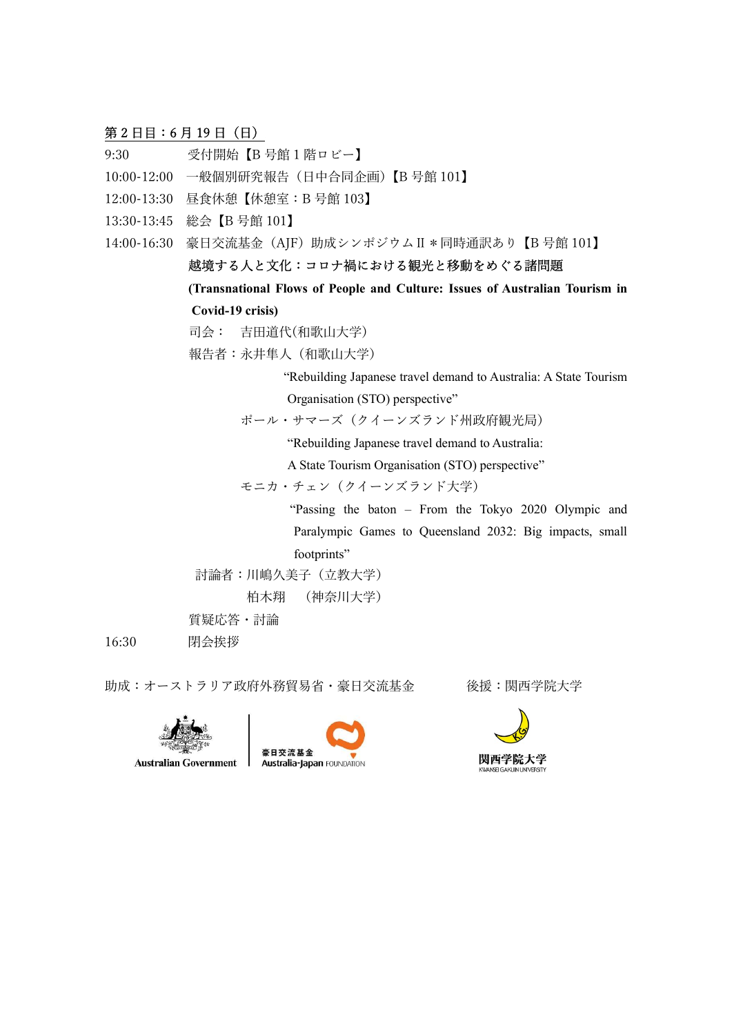## 第２日目：6 月 19 日（日）

9:30　受付開始【B 号館 1 階ロビー】

10:00-12:00　一般個別研究報告（日中合同企画）【B 号館 101】

12:00-13:30　昼食休憩【休憩室：B 号館 103】

13:30-13:45　総会【B 号館 101】

14:00-16:30　豪日交流基金（AJF）助成シンポジウムⅡ＊同時通訳あり【B 号館 101】

**越境する人と文化：コロナ禍における観光と移動をめぐる諸問題**

**(Transnational Flows of People and Culture: Issues of Australian Tourism in Covid-19 crisis)**

司会：　吉田道代(和歌山大学)

報告者：永井隼人（和歌山大学）

“Rebuilding Japanese travel demand to Australia: A State Tourism Organisation (STO) perspective”

ポール・サマーズ（クイーンズランド州政府観光局）

“Rebuilding Japanese travel demand to Australia: A State Tourism Organisation (STO) perspective”

モニカ・チェン（クイーンズランド大学）

“Passing the baton – From the Tokyo 2020 Olympic and Paralympic Games to Queensland 2032: Big impacts, small footprints”

討論者：川嶋久美子（立教大学）

柏木翔　（神奈川大学）

質疑応答・討論

16:30　閉会挨拶

助成：オーストラリア政府外務貿易省・豪日交流基金　　後援：関西学院大学

Australian Government　豪日交流基金 Australia-Japan FOUNDATION　関西学院大学 KWANSEI GAKUIN UNIVERSITY